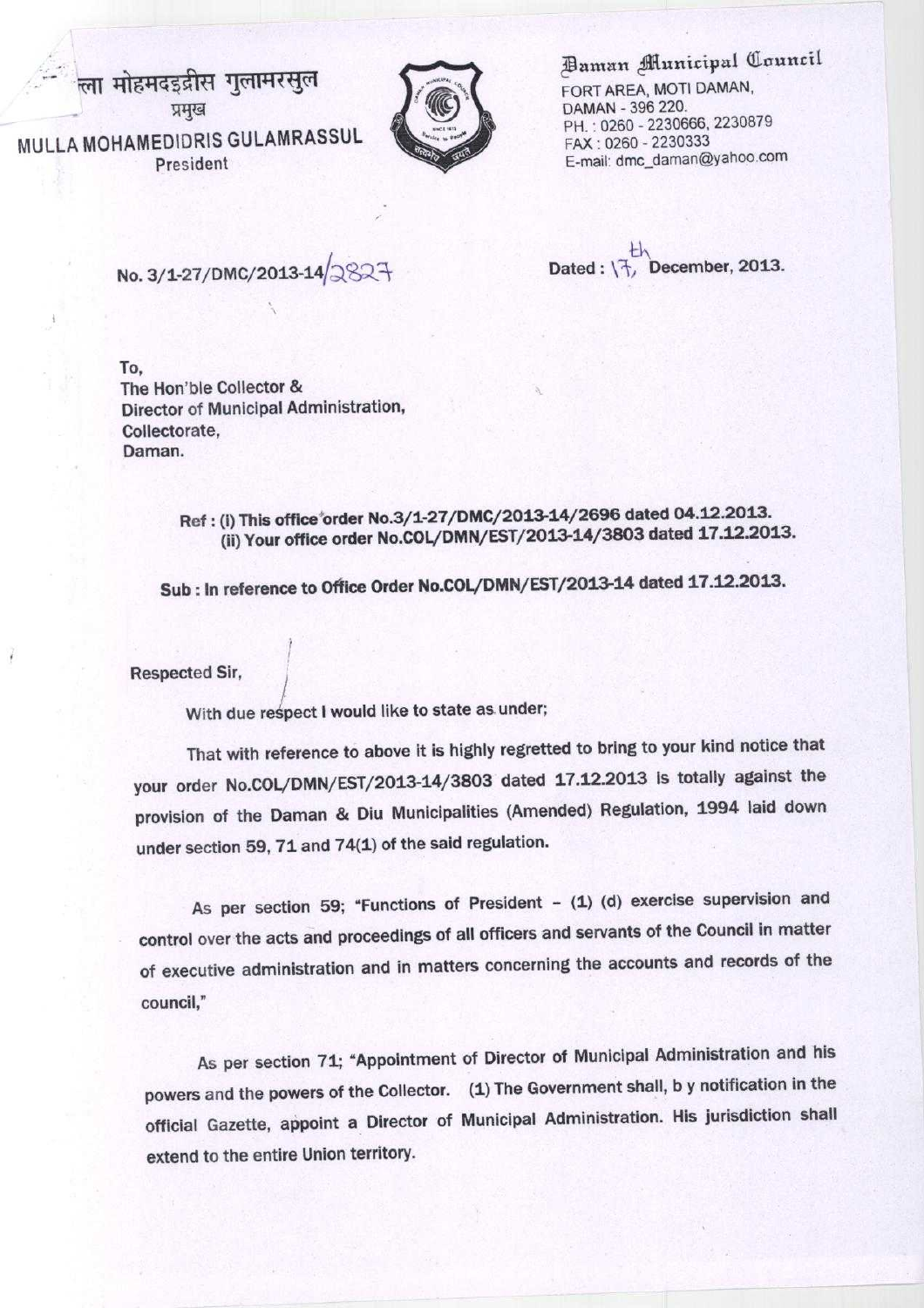ल्ला मोहमदइद्रीस गुलामरसुल
प्रमुख

MULLA MOHAMEDIDRIS GULAMRASSUL
President

Daman Municipal Council
FORT AREA, MOTI DAMAN,
DAMAN - 396 220.
PH. : 0260 - 2230666, 2230879
FAX : 0260 - 2230333
E-mail: dmc_daman@yahoo.com

No. 3/1-27/DMC/2013-14/2827

Dated : 17th December, 2013.

To,
The Hon'ble Collector &
Director of Municipal Administration,
Collectorate,
Daman.

**Ref : (i) This office order No.3/1-27/DMC/2013-14/2696 dated 04.12.2013.**
**(ii) Your office order No.COL/DMN/EST/2013-14/3803 dated 17.12.2013.**

**Sub : In reference to Office Order No.COL/DMN/EST/2013-14 dated 17.12.2013.**

Respected Sir,

With due respect I would like to state as under;

That with reference to above it is highly regretted to bring to your kind notice that your order No.COL/DMN/EST/2013-14/3803 dated 17.12.2013 is totally against the provision of the Daman & Diu Municipalities (Amended) Regulation, 1994 laid down under section 59, 71 and 74(1) of the said regulation.

As per section 59; "Functions of President – (1) (d) exercise supervision and control over the acts and proceedings of all officers and servants of the Council in matter of executive administration and in matters concerning the accounts and records of the council,"

As per section 71; "Appointment of Director of Municipal Administration and his powers and the powers of the Collector. (1) The Government shall, b y notification in the official Gazette, appoint a Director of Municipal Administration. His jurisdiction shall extend to the entire Union territory.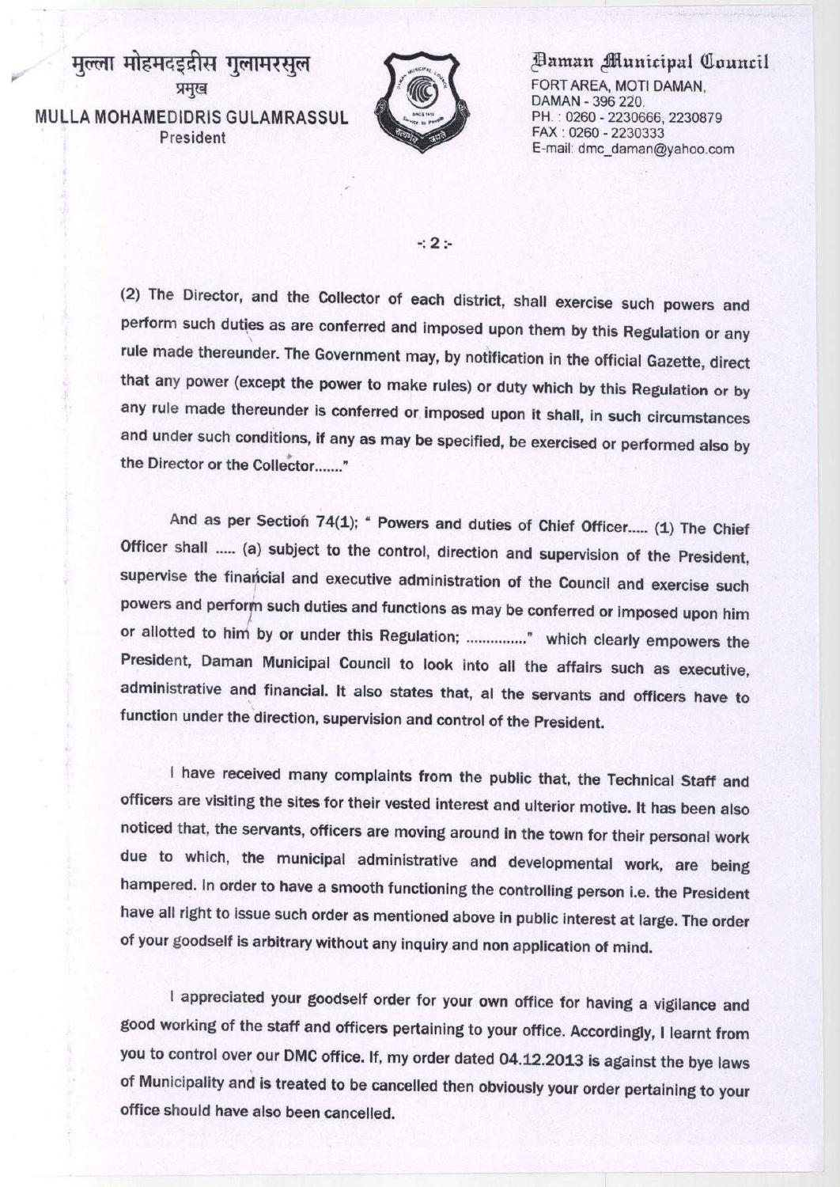मुल्ला मोहमदइद्रीस गुलामरसुल
प्रमुख
MULLA MOHAMEDIDRIS GULAMRASSUL
President

Daman Municipal Council
FORT AREA, MOTI DAMAN,
DAMAN - 396 220.
PH. : 0260 - 2230666, 2230879
FAX : 0260 - 2230333
E-mail: dmc_daman@yahoo.com

-: 2 :-

(2) The Director, and the Collector of each district, shall exercise such powers and perform such duties as are conferred and imposed upon them by this Regulation or any rule made thereunder. The Government may, by notification in the official Gazette, direct that any power (except the power to make rules) or duty which by this Regulation or by any rule made thereunder is conferred or imposed upon it shall, in such circumstances and under such conditions, if any as may be specified, be exercised or performed also by the Director or the Collector......."

And as per Section 74(1); " Powers and duties of Chief Officer..... (1) The Chief Officer shall ..... (a) subject to the control, direction and supervision of the President, supervise the financial and executive administration of the Council and exercise such powers and perform such duties and functions as may be conferred or imposed upon him or allotted to him by or under this Regulation; ..............." which clearly empowers the President, Daman Municipal Council to look into all the affairs such as executive, administrative and financial. It also states that, al the servants and officers have to function under the direction, supervision and control of the President.

I have received many complaints from the public that, the Technical Staff and officers are visiting the sites for their vested interest and ulterior motive. It has been also noticed that, the servants, officers are moving around in the town for their personal work due to which, the municipal administrative and developmental work, are being hampered. In order to have a smooth functioning the controlling person i.e. the President have all right to issue such order as mentioned above in public interest at large. The order of your goodself is arbitrary without any inquiry and non application of mind.

I appreciated your goodself order for your own office for having a vigilance and good working of the staff and officers pertaining to your office. Accordingly, I learnt from you to control over our DMC office. If, my order dated 04.12.2013 is against the bye laws of Municipality and is treated to be cancelled then obviously your order pertaining to your office should have also been cancelled.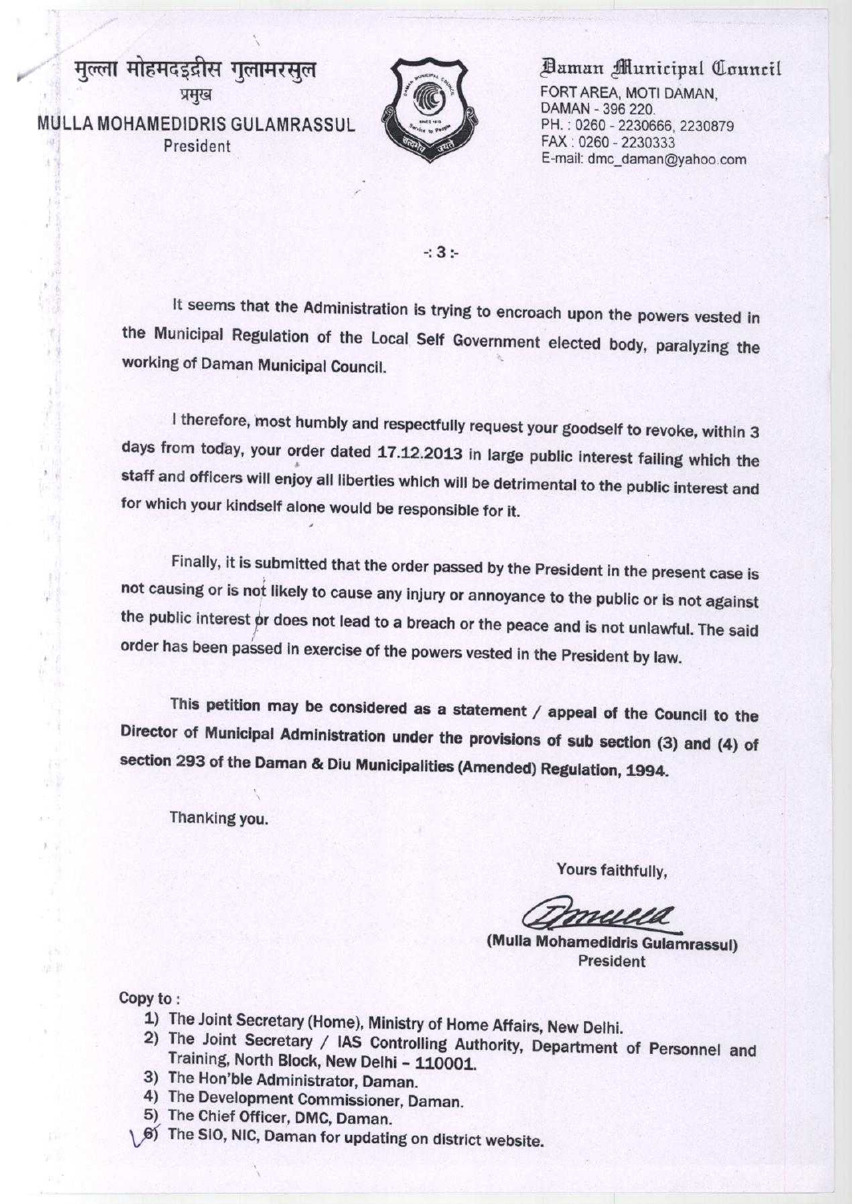मुल्ला मोहमदइद्रीस गुलामरसुल
प्रमुख
**MULLA MOHAMEDIDRIS GULAMRASSUL**
President

Daman Municipal Council
FORT AREA, MOTI DAMAN,
DAMAN - 396 220.
PH. : 0260 - 2230666, 2230879
FAX : 0260 - 2230333
E-mail: dmc_daman@yahoo.com

-: 3 :-

It seems that the Administration is trying to encroach upon the powers vested in the Municipal Regulation of the Local Self Government elected body, paralyzing the working of Daman Municipal Council.

I therefore, most humbly and respectfully request your goodself to revoke, within 3 days from today, your order dated 17.12.2013 in large public interest failing which the staff and officers will enjoy all liberties which will be detrimental to the public interest and for which your kindself alone would be responsible for it.

Finally, it is submitted that the order passed by the President in the present case is not causing or is not likely to cause any injury or annoyance to the public or is not against the public interest or does not lead to a breach or the peace and is not unlawful. The said order has been passed in exercise of the powers vested in the President by law.

**This petition may be considered as a statement / appeal of the Council to the Director of Municipal Administration under the provisions of sub section (3) and (4) of section 293 of the Daman & Diu Municipalities (Amended) Regulation, 1994.**

Thanking you.

Yours faithfully,

**(Mulla Mohamedidris Gulamrassul)**
President

Copy to :

1) The Joint Secretary (Home), Ministry of Home Affairs, New Delhi.
2) The Joint Secretary / IAS Controlling Authority, Department of Personnel and Training, North Block, New Delhi – 110001.
3) The Hon'ble Administrator, Daman.
4) The Development Commissioner, Daman.
5) The Chief Officer, DMC, Daman.
6) The SIO, NIC, Daman for updating on district website.